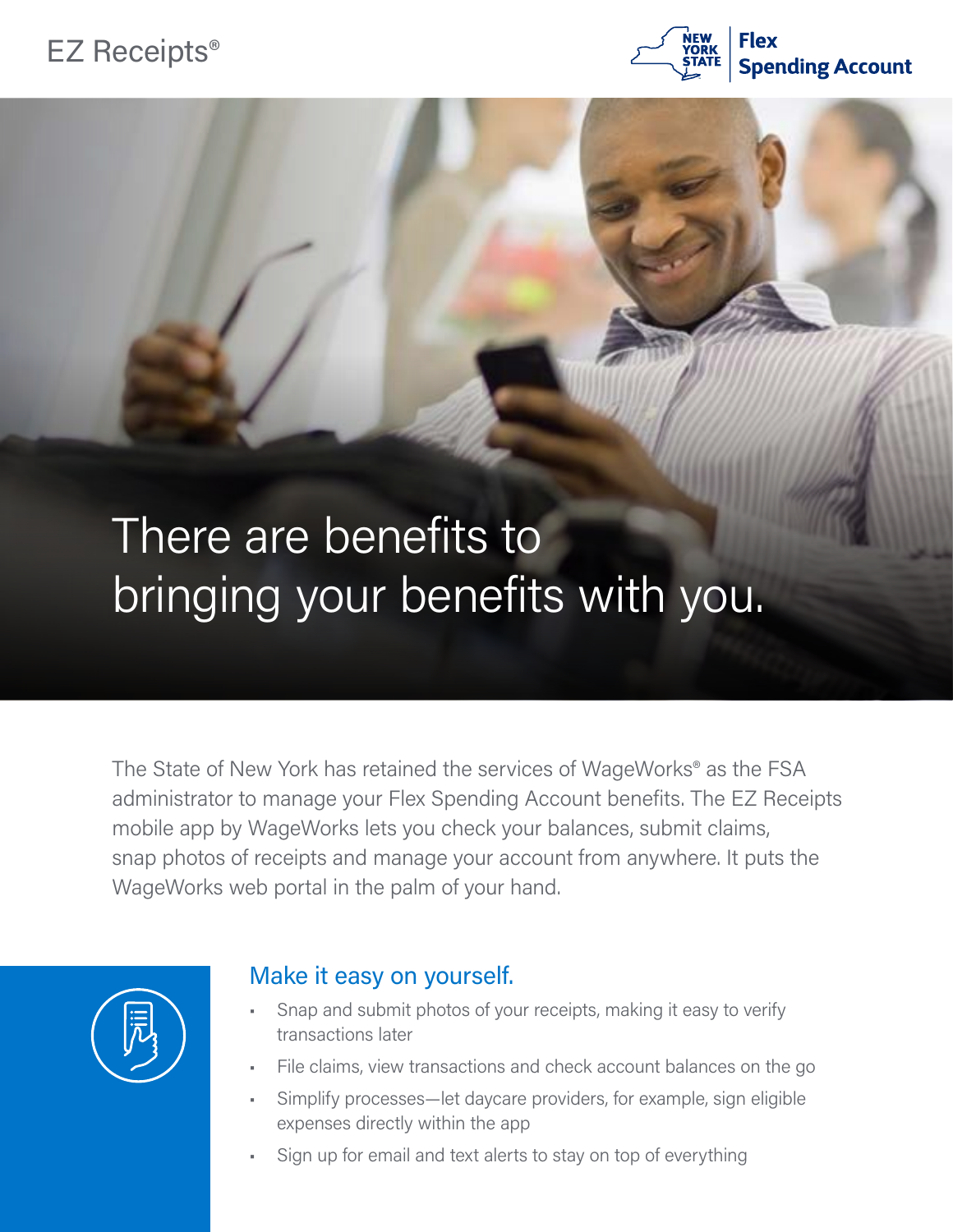EZ Receipts®

New York State Flex Spending Account

# There are benefits to bringing your benefits with you.

The State of New York has retained the services of WageWorks® as the FSA administrator to manage your Flex Spending Account benefits. The EZ Receipts mobile app by WageWorks lets you check your balances, submit claims, snap photos of receipts and manage your account from anywhere. It puts the WageWorks web portal in the palm of your hand.

## Make it easy on yourself.

- Snap and submit photos of your receipts, making it easy to verify transactions later
- File claims, view transactions and check account balances on the go
- Simplify processes—let daycare providers, for example, sign eligible expenses directly within the app
- Sign up for email and text alerts to stay on top of everything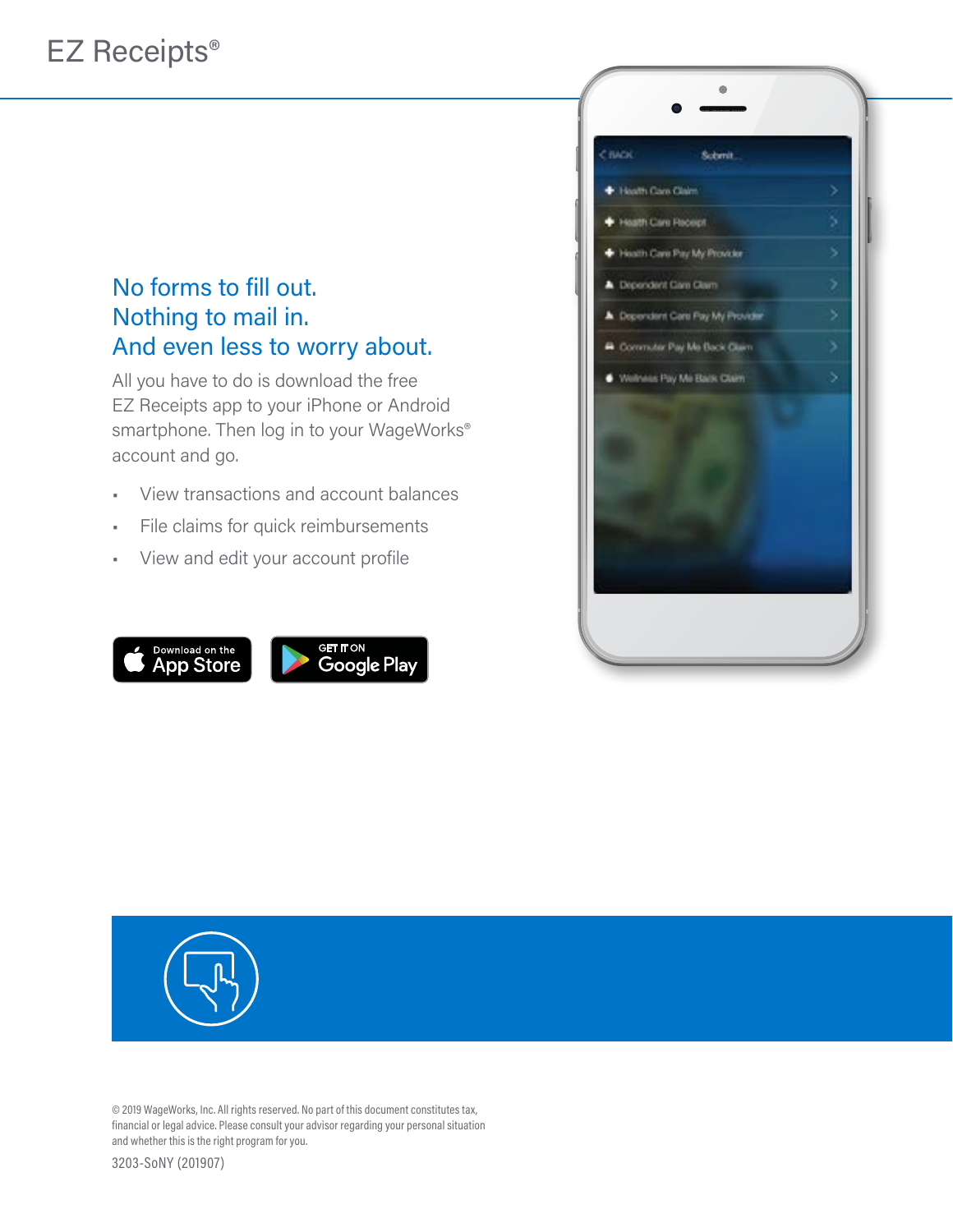# EZ Receipts®

## No forms to fill out.
## Nothing to mail in.
## And even less to worry about.

All you have to do is download the free EZ Receipts app to your iPhone or Android smartphone. Then log in to your WageWorks® account and go.

- View transactions and account balances
- File claims for quick reimbursements
- View and edit your account profile

Download on the App Store

GET IT ON Google Play

© 2019 WageWorks, Inc. All rights reserved. No part of this document constitutes tax, financial or legal advice. Please consult your advisor regarding your personal situation and whether this is the right program for you.

3203-SoNY (201907)